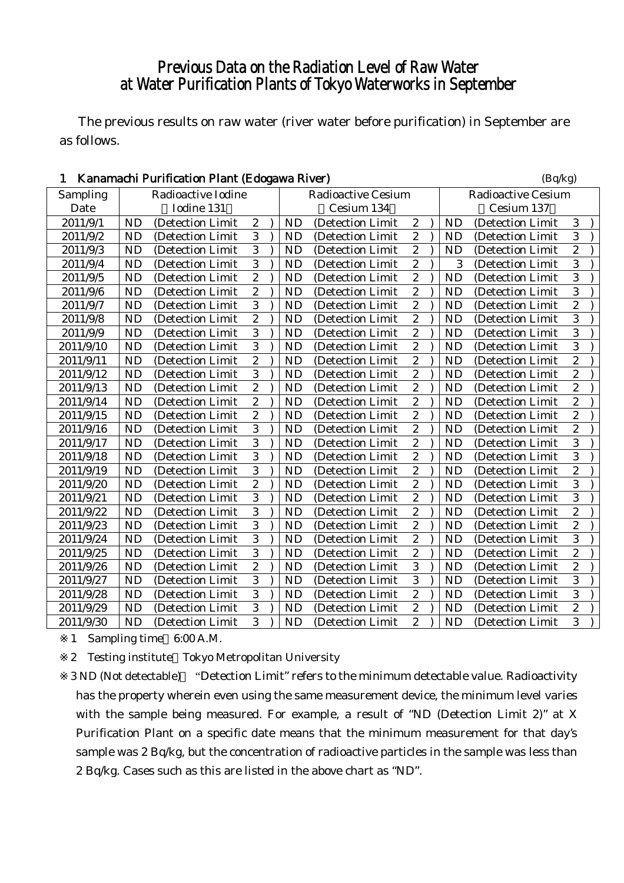# Previous Data on the Radiation Level of Raw Water at Water Purification Plants of Tokyo Waterworks in September

The previous results on raw water (river water before purification) in September are as follows.

## 1 Kanamachi Purification Plant (Edogawa River)

(Bq/kg)

| Sampling Date | Radioactive Iodine (Iodine 131) | Radioactive Cesium (Cesium 134) | Radioactive Cesium (Cesium 137) |
|---|---|---|---|
| 2011/9/1 | ND (Detection Limit 2) | ND (Detection Limit 2) | ND (Detection Limit 3) |
| 2011/9/2 | ND (Detection Limit 3) | ND (Detection Limit 2) | ND (Detection Limit 3) |
| 2011/9/3 | ND (Detection Limit 3) | ND (Detection Limit 2) | ND (Detection Limit 2) |
| 2011/9/4 | ND (Detection Limit 3) | ND (Detection Limit 2) | 3 (Detection Limit 3) |
| 2011/9/5 | ND (Detection Limit 2) | ND (Detection Limit 2) | ND (Detection Limit 3) |
| 2011/9/6 | ND (Detection Limit 2) | ND (Detection Limit 2) | ND (Detection Limit 3) |
| 2011/9/7 | ND (Detection Limit 3) | ND (Detection Limit 2) | ND (Detection Limit 2) |
| 2011/9/8 | ND (Detection Limit 2) | ND (Detection Limit 2) | ND (Detection Limit 3) |
| 2011/9/9 | ND (Detection Limit 3) | ND (Detection Limit 2) | ND (Detection Limit 3) |
| 2011/9/10 | ND (Detection Limit 3) | ND (Detection Limit 2) | ND (Detection Limit 3) |
| 2011/9/11 | ND (Detection Limit 2) | ND (Detection Limit 2) | ND (Detection Limit 2) |
| 2011/9/12 | ND (Detection Limit 3) | ND (Detection Limit 2) | ND (Detection Limit 2) |
| 2011/9/13 | ND (Detection Limit 2) | ND (Detection Limit 2) | ND (Detection Limit 2) |
| 2011/9/14 | ND (Detection Limit 2) | ND (Detection Limit 2) | ND (Detection Limit 2) |
| 2011/9/15 | ND (Detection Limit 2) | ND (Detection Limit 2) | ND (Detection Limit 2) |
| 2011/9/16 | ND (Detection Limit 3) | ND (Detection Limit 2) | ND (Detection Limit 2) |
| 2011/9/17 | ND (Detection Limit 3) | ND (Detection Limit 2) | ND (Detection Limit 3) |
| 2011/9/18 | ND (Detection Limit 3) | ND (Detection Limit 2) | ND (Detection Limit 3) |
| 2011/9/19 | ND (Detection Limit 3) | ND (Detection Limit 2) | ND (Detection Limit 2) |
| 2011/9/20 | ND (Detection Limit 2) | ND (Detection Limit 2) | ND (Detection Limit 3) |
| 2011/9/21 | ND (Detection Limit 3) | ND (Detection Limit 2) | ND (Detection Limit 3) |
| 2011/9/22 | ND (Detection Limit 3) | ND (Detection Limit 2) | ND (Detection Limit 2) |
| 2011/9/23 | ND (Detection Limit 3) | ND (Detection Limit 2) | ND (Detection Limit 2) |
| 2011/9/24 | ND (Detection Limit 3) | ND (Detection Limit 2) | ND (Detection Limit 3) |
| 2011/9/25 | ND (Detection Limit 3) | ND (Detection Limit 2) | ND (Detection Limit 2) |
| 2011/9/26 | ND (Detection Limit 2) | ND (Detection Limit 3) | ND (Detection Limit 2) |
| 2011/9/27 | ND (Detection Limit 3) | ND (Detection Limit 3) | ND (Detection Limit 3) |
| 2011/9/28 | ND (Detection Limit 3) | ND (Detection Limit 2) | ND (Detection Limit 3) |
| 2011/9/29 | ND (Detection Limit 3) | ND (Detection Limit 2) | ND (Detection Limit 2) |
| 2011/9/30 | ND (Detection Limit 3) | ND (Detection Limit 2) | ND (Detection Limit 3) |

※1 Sampling time：6:00 A.M.

※2 Testing institute：Tokyo Metropolitan University

※3 ND (Not detectable)： "Detection Limit" refers to the minimum detectable value. Radioactivity has the property wherein even using the same measurement device, the minimum level varies with the sample being measured. For example, a result of "ND (Detection Limit 2)" at X Purification Plant on a specific date means that the minimum measurement for that day's sample was 2 Bq/kg, but the concentration of radioactive particles in the sample was less than 2 Bq/kg. Cases such as this are listed in the above chart as "ND".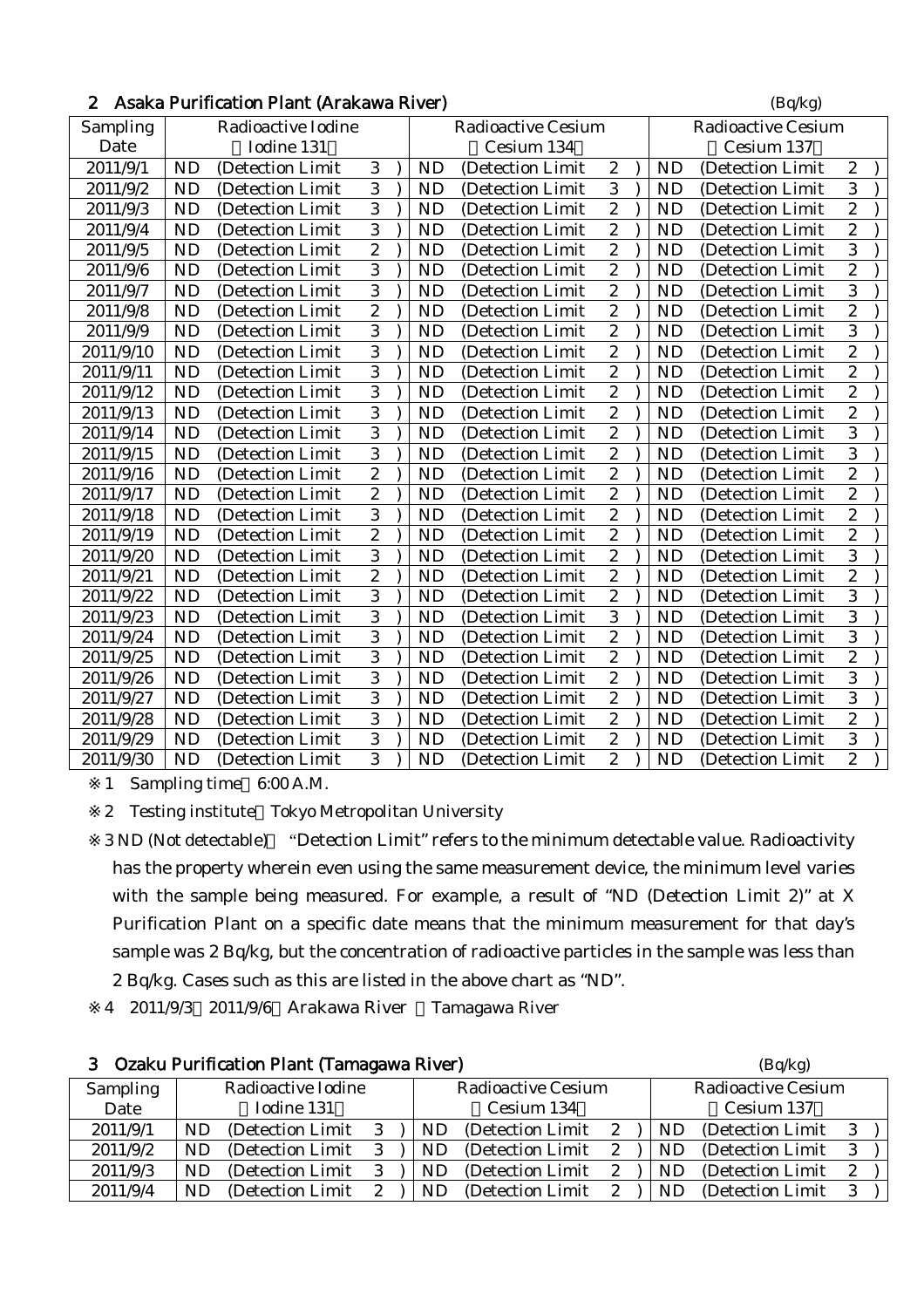## 2 Asaka Purification Plant (Arakawa River)

(Bq/kg)

| Sampling Date | Radioactive Iodine (Iodine 131) | Radioactive Cesium (Cesium 134) | Radioactive Cesium (Cesium 137) |
|---|---|---|---|
| 2011/9/1 | ND (Detection Limit 3 ) | ND (Detection Limit 2 ) | ND (Detection Limit 2 ) |
| 2011/9/2 | ND (Detection Limit 3 ) | ND (Detection Limit 3 ) | ND (Detection Limit 3 ) |
| 2011/9/3 | ND (Detection Limit 3 ) | ND (Detection Limit 2 ) | ND (Detection Limit 2 ) |
| 2011/9/4 | ND (Detection Limit 3 ) | ND (Detection Limit 2 ) | ND (Detection Limit 2 ) |
| 2011/9/5 | ND (Detection Limit 2 ) | ND (Detection Limit 2 ) | ND (Detection Limit 3 ) |
| 2011/9/6 | ND (Detection Limit 3 ) | ND (Detection Limit 2 ) | ND (Detection Limit 2 ) |
| 2011/9/7 | ND (Detection Limit 3 ) | ND (Detection Limit 2 ) | ND (Detection Limit 3 ) |
| 2011/9/8 | ND (Detection Limit 2 ) | ND (Detection Limit 2 ) | ND (Detection Limit 2 ) |
| 2011/9/9 | ND (Detection Limit 3 ) | ND (Detection Limit 2 ) | ND (Detection Limit 3 ) |
| 2011/9/10 | ND (Detection Limit 3 ) | ND (Detection Limit 2 ) | ND (Detection Limit 2 ) |
| 2011/9/11 | ND (Detection Limit 3 ) | ND (Detection Limit 2 ) | ND (Detection Limit 2 ) |
| 2011/9/12 | ND (Detection Limit 3 ) | ND (Detection Limit 2 ) | ND (Detection Limit 2 ) |
| 2011/9/13 | ND (Detection Limit 3 ) | ND (Detection Limit 2 ) | ND (Detection Limit 2 ) |
| 2011/9/14 | ND (Detection Limit 3 ) | ND (Detection Limit 2 ) | ND (Detection Limit 3 ) |
| 2011/9/15 | ND (Detection Limit 3 ) | ND (Detection Limit 2 ) | ND (Detection Limit 3 ) |
| 2011/9/16 | ND (Detection Limit 2 ) | ND (Detection Limit 2 ) | ND (Detection Limit 2 ) |
| 2011/9/17 | ND (Detection Limit 2 ) | ND (Detection Limit 2 ) | ND (Detection Limit 2 ) |
| 2011/9/18 | ND (Detection Limit 3 ) | ND (Detection Limit 2 ) | ND (Detection Limit 2 ) |
| 2011/9/19 | ND (Detection Limit 2 ) | ND (Detection Limit 2 ) | ND (Detection Limit 2 ) |
| 2011/9/20 | ND (Detection Limit 3 ) | ND (Detection Limit 2 ) | ND (Detection Limit 3 ) |
| 2011/9/21 | ND (Detection Limit 2 ) | ND (Detection Limit 2 ) | ND (Detection Limit 2 ) |
| 2011/9/22 | ND (Detection Limit 3 ) | ND (Detection Limit 2 ) | ND (Detection Limit 3 ) |
| 2011/9/23 | ND (Detection Limit 3 ) | ND (Detection Limit 3 ) | ND (Detection Limit 3 ) |
| 2011/9/24 | ND (Detection Limit 3 ) | ND (Detection Limit 2 ) | ND (Detection Limit 3 ) |
| 2011/9/25 | ND (Detection Limit 3 ) | ND (Detection Limit 2 ) | ND (Detection Limit 2 ) |
| 2011/9/26 | ND (Detection Limit 3 ) | ND (Detection Limit 2 ) | ND (Detection Limit 3 ) |
| 2011/9/27 | ND (Detection Limit 3 ) | ND (Detection Limit 2 ) | ND (Detection Limit 3 ) |
| 2011/9/28 | ND (Detection Limit 3 ) | ND (Detection Limit 2 ) | ND (Detection Limit 2 ) |
| 2011/9/29 | ND (Detection Limit 3 ) | ND (Detection Limit 2 ) | ND (Detection Limit 3 ) |
| 2011/9/30 | ND (Detection Limit 3 ) | ND (Detection Limit 2 ) | ND (Detection Limit 2 ) |

※1 Sampling time 6:00 A.M.

※2 Testing institute Tokyo Metropolitan University

※3 ND (Not detectable) "Detection Limit" refers to the minimum detectable value. Radioactivity has the property wherein even using the same measurement device, the minimum level varies with the sample being measured. For example, a result of "ND (Detection Limit 2)" at X Purification Plant on a specific date means that the minimum measurement for that day's sample was 2 Bq/kg, but the concentration of radioactive particles in the sample was less than 2 Bq/kg. Cases such as this are listed in the above chart as "ND".

※4 2011/9/3 2011/9/6 Arakawa River Tamagawa River

## 3 Ozaku Purification Plant (Tamagawa River)

(Bq/kg)

| Sampling Date | Radioactive Iodine (Iodine 131) | Radioactive Cesium (Cesium 134) | Radioactive Cesium (Cesium 137) |
|---|---|---|---|
| 2011/9/1 | ND (Detection Limit 3 ) | ND (Detection Limit 2 ) | ND (Detection Limit 3 ) |
| 2011/9/2 | ND (Detection Limit 3 ) | ND (Detection Limit 2 ) | ND (Detection Limit 3 ) |
| 2011/9/3 | ND (Detection Limit 3 ) | ND (Detection Limit 2 ) | ND (Detection Limit 2 ) |
| 2011/9/4 | ND (Detection Limit 2 ) | ND (Detection Limit 2 ) | ND (Detection Limit 3 ) |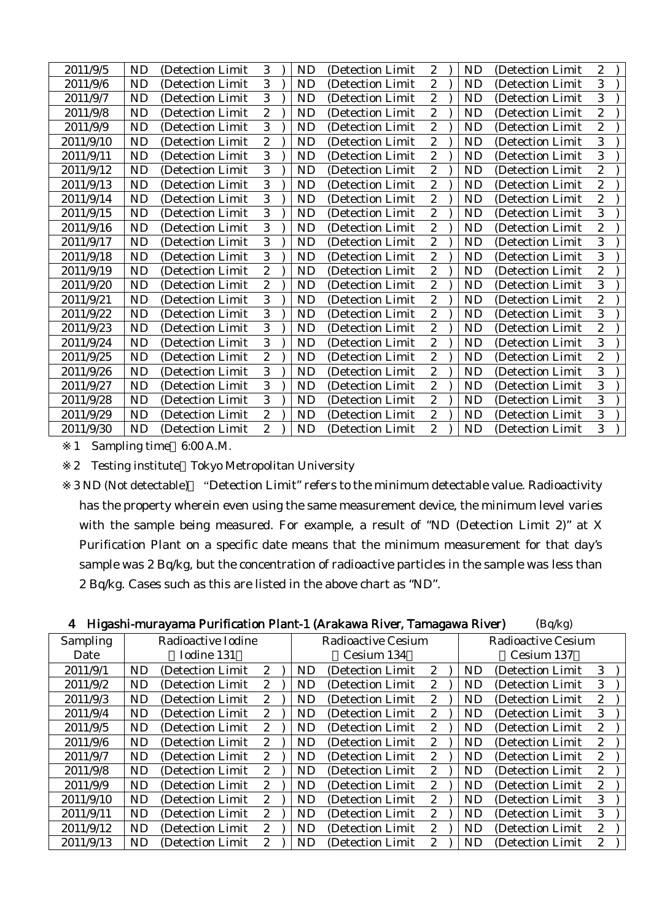| | | | |
|---|---|---|---|
| 2011/9/5 | ND (Detection Limit 3) | ND (Detection Limit 2) | ND (Detection Limit 2) |
| 2011/9/6 | ND (Detection Limit 3) | ND (Detection Limit 2) | ND (Detection Limit 3) |
| 2011/9/7 | ND (Detection Limit 3) | ND (Detection Limit 2) | ND (Detection Limit 3) |
| 2011/9/8 | ND (Detection Limit 2) | ND (Detection Limit 2) | ND (Detection Limit 2) |
| 2011/9/9 | ND (Detection Limit 3) | ND (Detection Limit 2) | ND (Detection Limit 2) |
| 2011/9/10 | ND (Detection Limit 2) | ND (Detection Limit 2) | ND (Detection Limit 3) |
| 2011/9/11 | ND (Detection Limit 3) | ND (Detection Limit 2) | ND (Detection Limit 3) |
| 2011/9/12 | ND (Detection Limit 3) | ND (Detection Limit 2) | ND (Detection Limit 2) |
| 2011/9/13 | ND (Detection Limit 3) | ND (Detection Limit 2) | ND (Detection Limit 2) |
| 2011/9/14 | ND (Detection Limit 3) | ND (Detection Limit 2) | ND (Detection Limit 2) |
| 2011/9/15 | ND (Detection Limit 3) | ND (Detection Limit 2) | ND (Detection Limit 3) |
| 2011/9/16 | ND (Detection Limit 3) | ND (Detection Limit 2) | ND (Detection Limit 2) |
| 2011/9/17 | ND (Detection Limit 3) | ND (Detection Limit 2) | ND (Detection Limit 3) |
| 2011/9/18 | ND (Detection Limit 3) | ND (Detection Limit 2) | ND (Detection Limit 3) |
| 2011/9/19 | ND (Detection Limit 2) | ND (Detection Limit 2) | ND (Detection Limit 2) |
| 2011/9/20 | ND (Detection Limit 2) | ND (Detection Limit 2) | ND (Detection Limit 3) |
| 2011/9/21 | ND (Detection Limit 3) | ND (Detection Limit 2) | ND (Detection Limit 2) |
| 2011/9/22 | ND (Detection Limit 3) | ND (Detection Limit 2) | ND (Detection Limit 3) |
| 2011/9/23 | ND (Detection Limit 3) | ND (Detection Limit 2) | ND (Detection Limit 2) |
| 2011/9/24 | ND (Detection Limit 3) | ND (Detection Limit 2) | ND (Detection Limit 3) |
| 2011/9/25 | ND (Detection Limit 2) | ND (Detection Limit 2) | ND (Detection Limit 2) |
| 2011/9/26 | ND (Detection Limit 3) | ND (Detection Limit 2) | ND (Detection Limit 3) |
| 2011/9/27 | ND (Detection Limit 3) | ND (Detection Limit 2) | ND (Detection Limit 3) |
| 2011/9/28 | ND (Detection Limit 3) | ND (Detection Limit 2) | ND (Detection Limit 3) |
| 2011/9/29 | ND (Detection Limit 2) | ND (Detection Limit 2) | ND (Detection Limit 3) |
| 2011/9/30 | ND (Detection Limit 2) | ND (Detection Limit 2) | ND (Detection Limit 3) |

※1 Sampling time 6:00 A.M.

※2 Testing institute Tokyo Metropolitan University

※3 ND (Not detectable) "Detection Limit" refers to the minimum detectable value. Radioactivity has the property wherein even using the same measurement device, the minimum level varies with the sample being measured. For example, a result of "ND (Detection Limit 2)" at X Purification Plant on a specific date means that the minimum measurement for that day's sample was 2 Bq/kg, but the concentration of radioactive particles in the sample was less than 2 Bq/kg. Cases such as this are listed in the above chart as "ND".

## 4 Higashi-murayama Purification Plant-1 (Arakawa River, Tamagawa River) (Bq/kg)

| Sampling Date | Radioactive Iodine (Iodine 131) | Radioactive Cesium (Cesium 134) | Radioactive Cesium (Cesium 137) |
|---|---|---|---|
| 2011/9/1 | ND (Detection Limit 2) | ND (Detection Limit 2) | ND (Detection Limit 3) |
| 2011/9/2 | ND (Detection Limit 2) | ND (Detection Limit 2) | ND (Detection Limit 3) |
| 2011/9/3 | ND (Detection Limit 2) | ND (Detection Limit 2) | ND (Detection Limit 2) |
| 2011/9/4 | ND (Detection Limit 2) | ND (Detection Limit 2) | ND (Detection Limit 3) |
| 2011/9/5 | ND (Detection Limit 2) | ND (Detection Limit 2) | ND (Detection Limit 2) |
| 2011/9/6 | ND (Detection Limit 2) | ND (Detection Limit 2) | ND (Detection Limit 2) |
| 2011/9/7 | ND (Detection Limit 2) | ND (Detection Limit 2) | ND (Detection Limit 2) |
| 2011/9/8 | ND (Detection Limit 2) | ND (Detection Limit 2) | ND (Detection Limit 2) |
| 2011/9/9 | ND (Detection Limit 2) | ND (Detection Limit 2) | ND (Detection Limit 2) |
| 2011/9/10 | ND (Detection Limit 2) | ND (Detection Limit 2) | ND (Detection Limit 3) |
| 2011/9/11 | ND (Detection Limit 2) | ND (Detection Limit 2) | ND (Detection Limit 3) |
| 2011/9/12 | ND (Detection Limit 2) | ND (Detection Limit 2) | ND (Detection Limit 2) |
| 2011/9/13 | ND (Detection Limit 2) | ND (Detection Limit 2) | ND (Detection Limit 2) |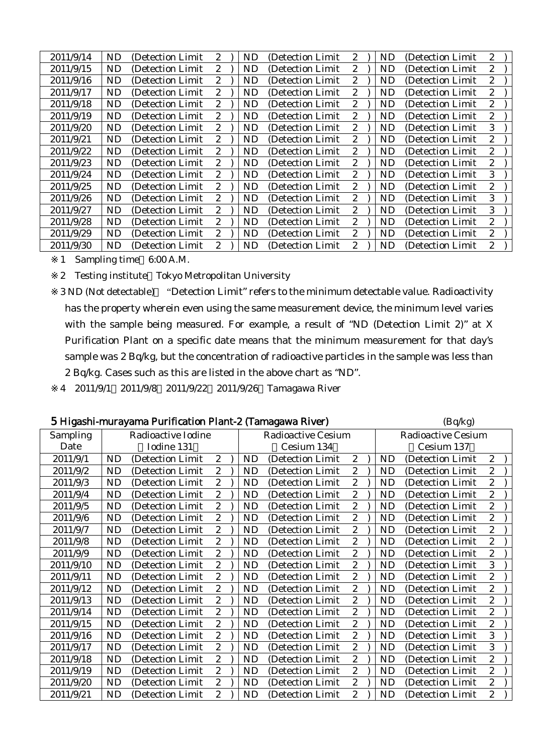| 2011/9/14 | ND | (Detection Limit 2 ) | ND | (Detection Limit 2 ) | ND | (Detection Limit 2 ) |
|---|---|---|---|---|---|---|
| 2011/9/15 | ND | (Detection Limit 2 ) | ND | (Detection Limit 2 ) | ND | (Detection Limit 2 ) |
| 2011/9/16 | ND | (Detection Limit 2 ) | ND | (Detection Limit 2 ) | ND | (Detection Limit 2 ) |
| 2011/9/17 | ND | (Detection Limit 2 ) | ND | (Detection Limit 2 ) | ND | (Detection Limit 2 ) |
| 2011/9/18 | ND | (Detection Limit 2 ) | ND | (Detection Limit 2 ) | ND | (Detection Limit 2 ) |
| 2011/9/19 | ND | (Detection Limit 2 ) | ND | (Detection Limit 2 ) | ND | (Detection Limit 2 ) |
| 2011/9/20 | ND | (Detection Limit 2 ) | ND | (Detection Limit 2 ) | ND | (Detection Limit 3 ) |
| 2011/9/21 | ND | (Detection Limit 2 ) | ND | (Detection Limit 2 ) | ND | (Detection Limit 2 ) |
| 2011/9/22 | ND | (Detection Limit 2 ) | ND | (Detection Limit 2 ) | ND | (Detection Limit 2 ) |
| 2011/9/23 | ND | (Detection Limit 2 ) | ND | (Detection Limit 2 ) | ND | (Detection Limit 2 ) |
| 2011/9/24 | ND | (Detection Limit 2 ) | ND | (Detection Limit 2 ) | ND | (Detection Limit 3 ) |
| 2011/9/25 | ND | (Detection Limit 2 ) | ND | (Detection Limit 2 ) | ND | (Detection Limit 2 ) |
| 2011/9/26 | ND | (Detection Limit 2 ) | ND | (Detection Limit 2 ) | ND | (Detection Limit 3 ) |
| 2011/9/27 | ND | (Detection Limit 2 ) | ND | (Detection Limit 2 ) | ND | (Detection Limit 3 ) |
| 2011/9/28 | ND | (Detection Limit 2 ) | ND | (Detection Limit 2 ) | ND | (Detection Limit 2 ) |
| 2011/9/29 | ND | (Detection Limit 2 ) | ND | (Detection Limit 2 ) | ND | (Detection Limit 2 ) |
| 2011/9/30 | ND | (Detection Limit 2 ) | ND | (Detection Limit 2 ) | ND | (Detection Limit 2 ) |

※1 Sampling time 6:00 A.M.

※2 Testing institute Tokyo Metropolitan University

※3 ND (Not detectable) "Detection Limit" refers to the minimum detectable value. Radioactivity has the property wherein even using the same measurement device, the minimum level varies with the sample being measured. For example, a result of "ND (Detection Limit 2)" at X Purification Plant on a specific date means that the minimum measurement for that day's sample was 2 Bq/kg, but the concentration of radioactive particles in the sample was less than 2 Bq/kg. Cases such as this are listed in the above chart as "ND".

※4 2011/9/1 2011/9/8 2011/9/22 2011/9/26 Tamagawa River

## 5 Higashi-murayama Purification Plant-2 (Tamagawa River)

(Bq/kg)

| Sampling Date | Radioactive Iodine (Iodine 131) | | Radioactive Cesium (Cesium 134) | | Radioactive Cesium (Cesium 137) | |
|---|---|---|---|---|---|---|
| 2011/9/1 | ND | (Detection Limit 2 ) | ND | (Detection Limit 2 ) | ND | (Detection Limit 2 ) |
| 2011/9/2 | ND | (Detection Limit 2 ) | ND | (Detection Limit 2 ) | ND | (Detection Limit 2 ) |
| 2011/9/3 | ND | (Detection Limit 2 ) | ND | (Detection Limit 2 ) | ND | (Detection Limit 2 ) |
| 2011/9/4 | ND | (Detection Limit 2 ) | ND | (Detection Limit 2 ) | ND | (Detection Limit 2 ) |
| 2011/9/5 | ND | (Detection Limit 2 ) | ND | (Detection Limit 2 ) | ND | (Detection Limit 2 ) |
| 2011/9/6 | ND | (Detection Limit 2 ) | ND | (Detection Limit 2 ) | ND | (Detection Limit 2 ) |
| 2011/9/7 | ND | (Detection Limit 2 ) | ND | (Detection Limit 2 ) | ND | (Detection Limit 2 ) |
| 2011/9/8 | ND | (Detection Limit 2 ) | ND | (Detection Limit 2 ) | ND | (Detection Limit 2 ) |
| 2011/9/9 | ND | (Detection Limit 2 ) | ND | (Detection Limit 2 ) | ND | (Detection Limit 2 ) |
| 2011/9/10 | ND | (Detection Limit 2 ) | ND | (Detection Limit 2 ) | ND | (Detection Limit 3 ) |
| 2011/9/11 | ND | (Detection Limit 2 ) | ND | (Detection Limit 2 ) | ND | (Detection Limit 2 ) |
| 2011/9/12 | ND | (Detection Limit 2 ) | ND | (Detection Limit 2 ) | ND | (Detection Limit 2 ) |
| 2011/9/13 | ND | (Detection Limit 2 ) | ND | (Detection Limit 2 ) | ND | (Detection Limit 2 ) |
| 2011/9/14 | ND | (Detection Limit 2 ) | ND | (Detection Limit 2 ) | ND | (Detection Limit 2 ) |
| 2011/9/15 | ND | (Detection Limit 2 ) | ND | (Detection Limit 2 ) | ND | (Detection Limit 2 ) |
| 2011/9/16 | ND | (Detection Limit 2 ) | ND | (Detection Limit 2 ) | ND | (Detection Limit 3 ) |
| 2011/9/17 | ND | (Detection Limit 2 ) | ND | (Detection Limit 2 ) | ND | (Detection Limit 3 ) |
| 2011/9/18 | ND | (Detection Limit 2 ) | ND | (Detection Limit 2 ) | ND | (Detection Limit 2 ) |
| 2011/9/19 | ND | (Detection Limit 2 ) | ND | (Detection Limit 2 ) | ND | (Detection Limit 2 ) |
| 2011/9/20 | ND | (Detection Limit 2 ) | ND | (Detection Limit 2 ) | ND | (Detection Limit 2 ) |
| 2011/9/21 | ND | (Detection Limit 2 ) | ND | (Detection Limit 2 ) | ND | (Detection Limit 2 ) |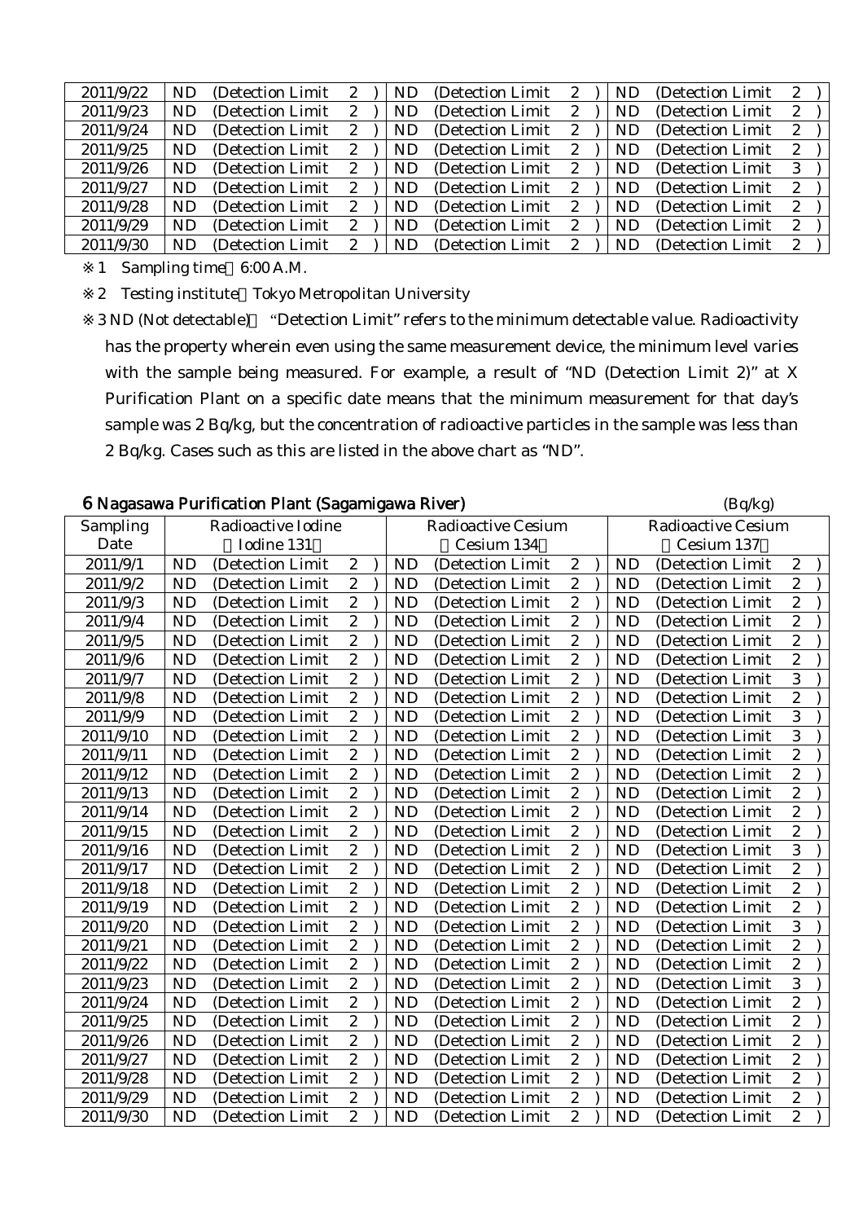| | | | |
|---|---|---|---|
| 2011/9/22 | ND (Detection Limit 2 ) | ND (Detection Limit 2 ) | ND (Detection Limit 2 ) |
| 2011/9/23 | ND (Detection Limit 2 ) | ND (Detection Limit 2 ) | ND (Detection Limit 2 ) |
| 2011/9/24 | ND (Detection Limit 2 ) | ND (Detection Limit 2 ) | ND (Detection Limit 2 ) |
| 2011/9/25 | ND (Detection Limit 2 ) | ND (Detection Limit 2 ) | ND (Detection Limit 2 ) |
| 2011/9/26 | ND (Detection Limit 2 ) | ND (Detection Limit 2 ) | ND (Detection Limit 3 ) |
| 2011/9/27 | ND (Detection Limit 2 ) | ND (Detection Limit 2 ) | ND (Detection Limit 2 ) |
| 2011/9/28 | ND (Detection Limit 2 ) | ND (Detection Limit 2 ) | ND (Detection Limit 2 ) |
| 2011/9/29 | ND (Detection Limit 2 ) | ND (Detection Limit 2 ) | ND (Detection Limit 2 ) |
| 2011/9/30 | ND (Detection Limit 2 ) | ND (Detection Limit 2 ) | ND (Detection Limit 2 ) |

※1 Sampling time 6:00 A.M.

※2 Testing institute Tokyo Metropolitan University

※3 ND (Not detectable) "Detection Limit" refers to the minimum detectable value. Radioactivity has the property wherein even using the same measurement device, the minimum level varies with the sample being measured. For example, a result of "ND (Detection Limit 2)" at X Purification Plant on a specific date means that the minimum measurement for that day's sample was 2 Bq/kg, but the concentration of radioactive particles in the sample was less than 2 Bq/kg. Cases such as this are listed in the above chart as "ND".

## 6 Nagasawa Purification Plant (Sagamigawa River)

(Bq/kg)

| Sampling Date | Radioactive Iodine (Iodine 131) | Radioactive Cesium (Cesium 134) | Radioactive Cesium (Cesium 137) |
|---|---|---|---|
| 2011/9/1 | ND (Detection Limit 2 ) | ND (Detection Limit 2 ) | ND (Detection Limit 2 ) |
| 2011/9/2 | ND (Detection Limit 2 ) | ND (Detection Limit 2 ) | ND (Detection Limit 2 ) |
| 2011/9/3 | ND (Detection Limit 2 ) | ND (Detection Limit 2 ) | ND (Detection Limit 2 ) |
| 2011/9/4 | ND (Detection Limit 2 ) | ND (Detection Limit 2 ) | ND (Detection Limit 2 ) |
| 2011/9/5 | ND (Detection Limit 2 ) | ND (Detection Limit 2 ) | ND (Detection Limit 2 ) |
| 2011/9/6 | ND (Detection Limit 2 ) | ND (Detection Limit 2 ) | ND (Detection Limit 2 ) |
| 2011/9/7 | ND (Detection Limit 2 ) | ND (Detection Limit 2 ) | ND (Detection Limit 3 ) |
| 2011/9/8 | ND (Detection Limit 2 ) | ND (Detection Limit 2 ) | ND (Detection Limit 2 ) |
| 2011/9/9 | ND (Detection Limit 2 ) | ND (Detection Limit 2 ) | ND (Detection Limit 3 ) |
| 2011/9/10 | ND (Detection Limit 2 ) | ND (Detection Limit 2 ) | ND (Detection Limit 3 ) |
| 2011/9/11 | ND (Detection Limit 2 ) | ND (Detection Limit 2 ) | ND (Detection Limit 2 ) |
| 2011/9/12 | ND (Detection Limit 2 ) | ND (Detection Limit 2 ) | ND (Detection Limit 2 ) |
| 2011/9/13 | ND (Detection Limit 2 ) | ND (Detection Limit 2 ) | ND (Detection Limit 2 ) |
| 2011/9/14 | ND (Detection Limit 2 ) | ND (Detection Limit 2 ) | ND (Detection Limit 2 ) |
| 2011/9/15 | ND (Detection Limit 2 ) | ND (Detection Limit 2 ) | ND (Detection Limit 2 ) |
| 2011/9/16 | ND (Detection Limit 2 ) | ND (Detection Limit 2 ) | ND (Detection Limit 3 ) |
| 2011/9/17 | ND (Detection Limit 2 ) | ND (Detection Limit 2 ) | ND (Detection Limit 2 ) |
| 2011/9/18 | ND (Detection Limit 2 ) | ND (Detection Limit 2 ) | ND (Detection Limit 2 ) |
| 2011/9/19 | ND (Detection Limit 2 ) | ND (Detection Limit 2 ) | ND (Detection Limit 2 ) |
| 2011/9/20 | ND (Detection Limit 2 ) | ND (Detection Limit 2 ) | ND (Detection Limit 3 ) |
| 2011/9/21 | ND (Detection Limit 2 ) | ND (Detection Limit 2 ) | ND (Detection Limit 2 ) |
| 2011/9/22 | ND (Detection Limit 2 ) | ND (Detection Limit 2 ) | ND (Detection Limit 2 ) |
| 2011/9/23 | ND (Detection Limit 2 ) | ND (Detection Limit 2 ) | ND (Detection Limit 3 ) |
| 2011/9/24 | ND (Detection Limit 2 ) | ND (Detection Limit 2 ) | ND (Detection Limit 2 ) |
| 2011/9/25 | ND (Detection Limit 2 ) | ND (Detection Limit 2 ) | ND (Detection Limit 2 ) |
| 2011/9/26 | ND (Detection Limit 2 ) | ND (Detection Limit 2 ) | ND (Detection Limit 2 ) |
| 2011/9/27 | ND (Detection Limit 2 ) | ND (Detection Limit 2 ) | ND (Detection Limit 2 ) |
| 2011/9/28 | ND (Detection Limit 2 ) | ND (Detection Limit 2 ) | ND (Detection Limit 2 ) |
| 2011/9/29 | ND (Detection Limit 2 ) | ND (Detection Limit 2 ) | ND (Detection Limit 2 ) |
| 2011/9/30 | ND (Detection Limit 2 ) | ND (Detection Limit 2 ) | ND (Detection Limit 2 ) |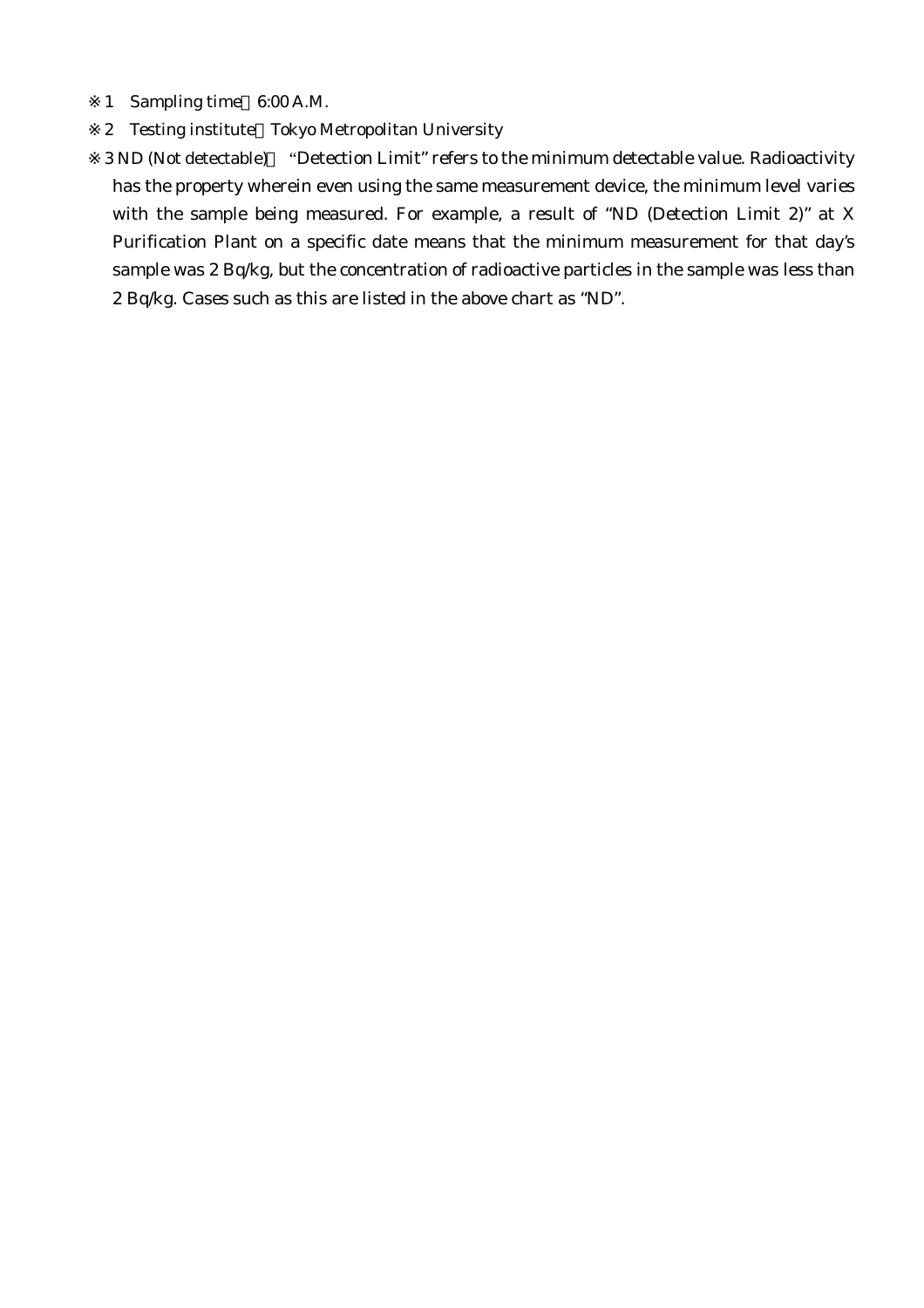※1　Sampling time：6:00 A.M.

※2　Testing institute：Tokyo Metropolitan University

※3 ND (Not detectable)： "Detection Limit" refers to the minimum detectable value. Radioactivity has the property wherein even using the same measurement device, the minimum level varies with the sample being measured. For example, a result of "ND (Detection Limit 2)" at X Purification Plant on a specific date means that the minimum measurement for that day's sample was 2 Bq/kg, but the concentration of radioactive particles in the sample was less than 2 Bq/kg. Cases such as this are listed in the above chart as "ND".